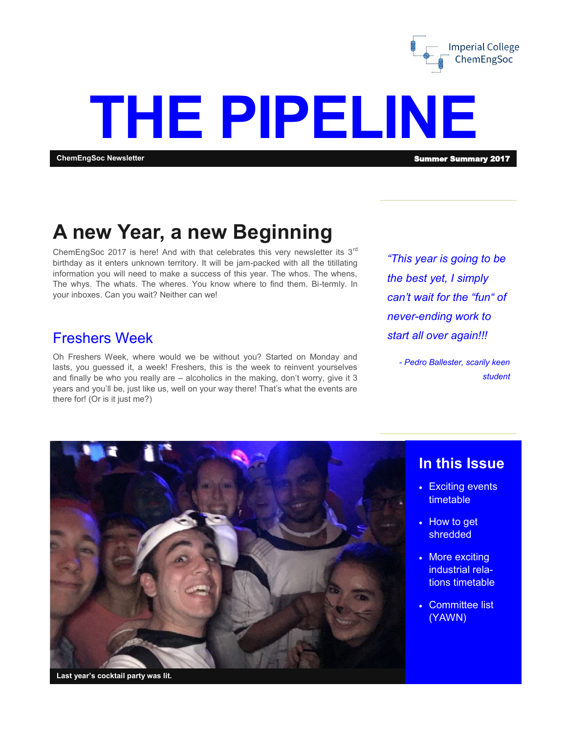Imperial College ChemEngSoc

# THE PIPELINE

**ChemEngSoc Newsletter** **Summer Summary 2017**

## A new Year, a new Beginning

ChemEngSoc 2017 is here! And with that celebrates this very newsletter its 3rd birthday as it enters unknown territory. It will be jam-packed with all the titillating information you will need to make a success of this year. The whos. The whens, The whys. The whats. The wheres. You know where to find them. Bi-termly. In your inboxes. Can you wait? Neither can we!

### Freshers Week

Oh Freshers Week, where would we be without you? Started on Monday and lasts, you guessed it, a week! Freshers, this is the week to reinvent yourselves and finally be who you really are – alcoholics in the making, don't worry, give it 3 years and you'll be, just like us, well on your way there! That's what the events are there for! (Or is it just me?)

*"This year is going to be the best yet, I simply can't wait for the "fun" of never-ending work to start all over again!!!*

*- Pedro Ballester, scarily keen student*

**Last year's cocktail party was lit.**

## In this Issue

- Exciting events timetable
- How to get shredded
- More exciting industrial relations timetable
- Committee list (YAWN)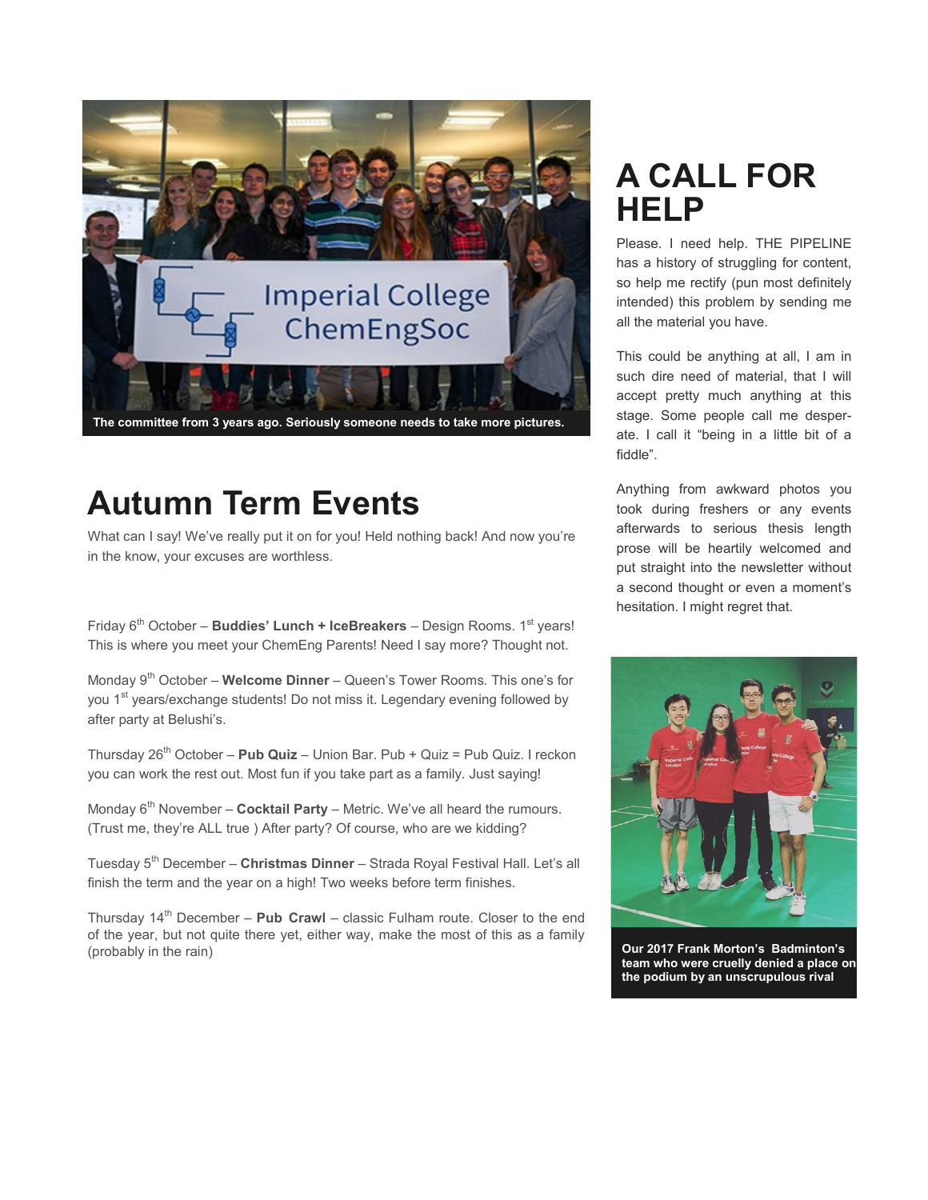The committee from 3 years ago. Seriously someone needs to take more pictures.

# Autumn Term Events

What can I say! We've really put it on for you! Held nothing back! And now you're in the know, your excuses are worthless.

Friday 6th October – **Buddies' Lunch + IceBreakers** – Design Rooms. 1st years! This is where you meet your ChemEng Parents! Need I say more? Thought not.

Monday 9th October – **Welcome Dinner** – Queen's Tower Rooms. This one's for you 1st years/exchange students! Do not miss it. Legendary evening followed by after party at Belushi's.

Thursday 26th October – **Pub Quiz** – Union Bar. Pub + Quiz = Pub Quiz. I reckon you can work the rest out. Most fun if you take part as a family. Just saying!

Monday 6th November – **Cocktail Party** – Metric. We've all heard the rumours. (Trust me, they're ALL true ) After party? Of course, who are we kidding?

Tuesday 5th December – **Christmas Dinner** – Strada Royal Festival Hall. Let's all finish the term and the year on a high! Two weeks before term finishes.

Thursday 14th December – **Pub Crawl** – classic Fulham route. Closer to the end of the year, but not quite there yet, either way, make the most of this as a family (probably in the rain)

# A CALL FOR HELP

Please. I need help. THE PIPELINE has a history of struggling for content, so help me rectify (pun most definitely intended) this problem by sending me all the material you have.

This could be anything at all, I am in such dire need of material, that I will accept pretty much anything at this stage. Some people call me desperate. I call it "being in a little bit of a fiddle".

Anything from awkward photos you took during freshers or any events afterwards to serious thesis length prose will be heartily welcomed and put straight into the newsletter without a second thought or even a moment's hesitation. I might regret that.

Our 2017 Frank Morton's Badminton's team who were cruelly denied a place on the podium by an unscrupulous rival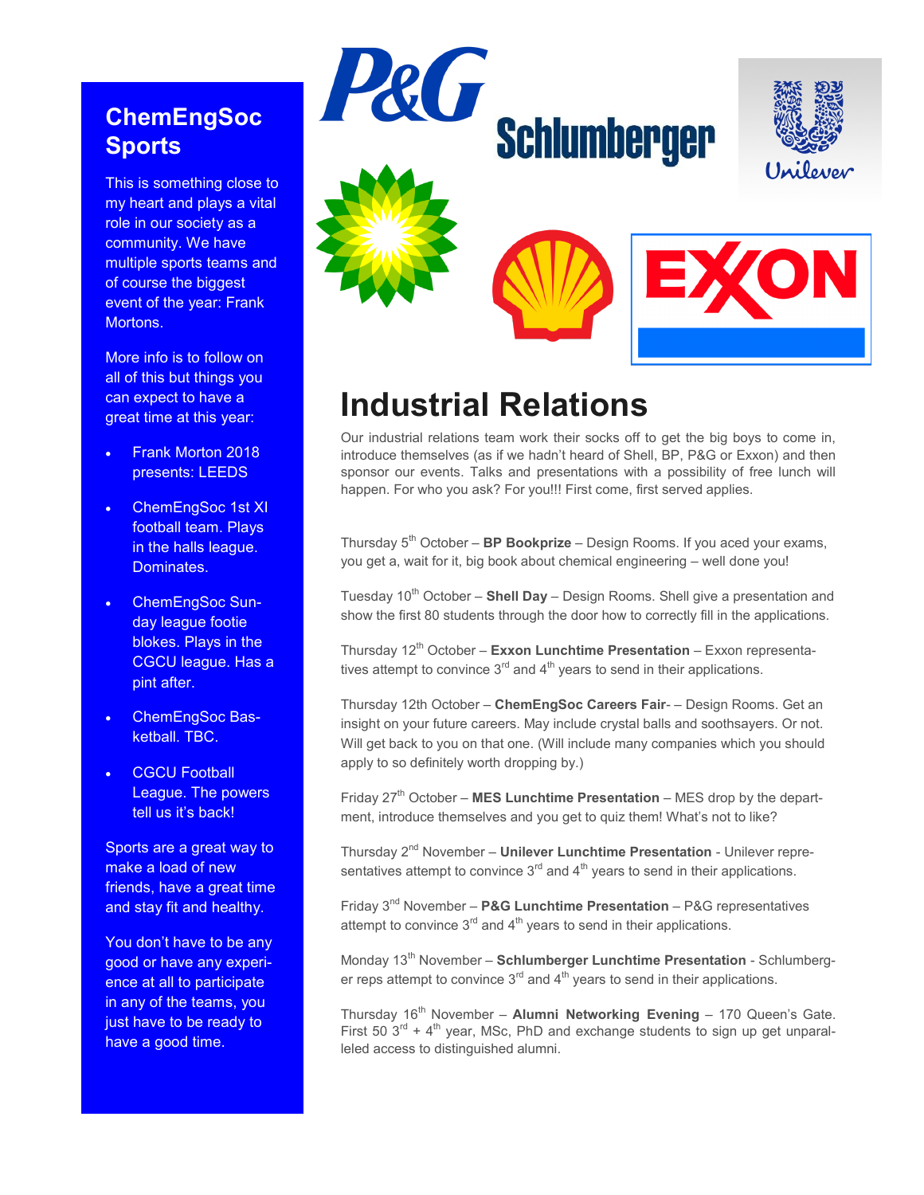## ChemEngSoc Sports

This is something close to my heart and plays a vital role in our society as a community. We have multiple sports teams and of course the biggest event of the year: Frank Mortons.

More info is to follow on all of this but things you can expect to have a great time at this year:

- Frank Morton 2018 presents: LEEDS
- ChemEngSoc 1st XI football team. Plays in the halls league. Dominates.
- ChemEngSoc Sunday league footie blokes. Plays in the CGCU league. Has a pint after.
- ChemEngSoc Basketball. TBC.
- CGCU Football League. The powers tell us it's back!

Sports are a great way to make a load of new friends, have a great time and stay fit and healthy.

You don't have to be any good or have any experience at all to participate in any of the teams, you just have to be ready to have a good time.

# Industrial Relations

Our industrial relations team work their socks off to get the big boys to come in, introduce themselves (as if we hadn't heard of Shell, BP, P&G or Exxon) and then sponsor our events. Talks and presentations with a possibility of free lunch will happen. For who you ask? For you!!! First come, first served applies.

Thursday 5th October – **BP Bookprize** – Design Rooms. If you aced your exams, you get a, wait for it, big book about chemical engineering – well done you!

Tuesday 10th October – **Shell Day** – Design Rooms. Shell give a presentation and show the first 80 students through the door how to correctly fill in the applications.

Thursday 12th October – **Exxon Lunchtime Presentation** – Exxon representatives attempt to convince 3rd and 4th years to send in their applications.

Thursday 12th October – **ChemEngSoc Careers Fair**- – Design Rooms. Get an insight on your future careers. May include crystal balls and soothsayers. Or not. Will get back to you on that one. (Will include many companies which you should apply to so definitely worth dropping by.)

Friday 27th October – **MES Lunchtime Presentation** – MES drop by the department, introduce themselves and you get to quiz them! What's not to like?

Thursday 2nd November – **Unilever Lunchtime Presentation** - Unilever representatives attempt to convince 3rd and 4th years to send in their applications.

Friday 3rd November – **P&G Lunchtime Presentation** – P&G representatives attempt to convince 3rd and 4th years to send in their applications.

Monday 13th November – **Schlumberger Lunchtime Presentation** - Schlumberger reps attempt to convince 3rd and 4th years to send in their applications.

Thursday 16th November – **Alumni Networking Evening** – 170 Queen's Gate. First 50 3rd + 4th year, MSc, PhD and exchange students to sign up get unparalleled access to distinguished alumni.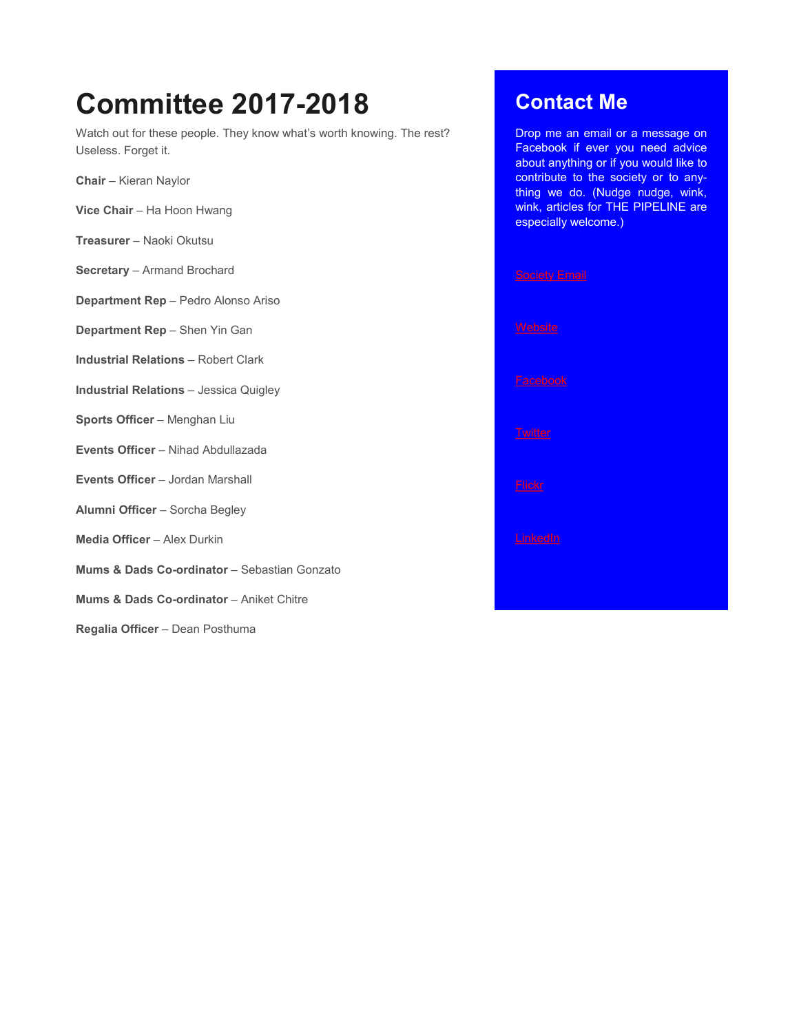# Committee 2017-2018

Watch out for these people. They know what's worth knowing. The rest? Useless. Forget it.

**Chair** – Kieran Naylor

**Vice Chair** – Ha Hoon Hwang

**Treasurer** – Naoki Okutsu

**Secretary** – Armand Brochard

**Department Rep** – Pedro Alonso Ariso

**Department Rep** – Shen Yin Gan

**Industrial Relations** – Robert Clark

**Industrial Relations** – Jessica Quigley

**Sports Officer** – Menghan Liu

**Events Officer** – Nihad Abdullazada

**Events Officer** – Jordan Marshall

**Alumni Officer** – Sorcha Begley

**Media Officer** – Alex Durkin

**Mums & Dads Co-ordinator** – Sebastian Gonzato

**Mums & Dads Co-ordinator** – Aniket Chitre

**Regalia Officer** – Dean Posthuma

## Contact Me

Drop me an email or a message on Facebook if ever you need advice about anything or if you would like to contribute to the society or to anything we do. (Nudge nudge, wink, wink, articles for THE PIPELINE are especially welcome.)

Society Email

Website

Facebook

Twitter

Flickr

LinkedIn